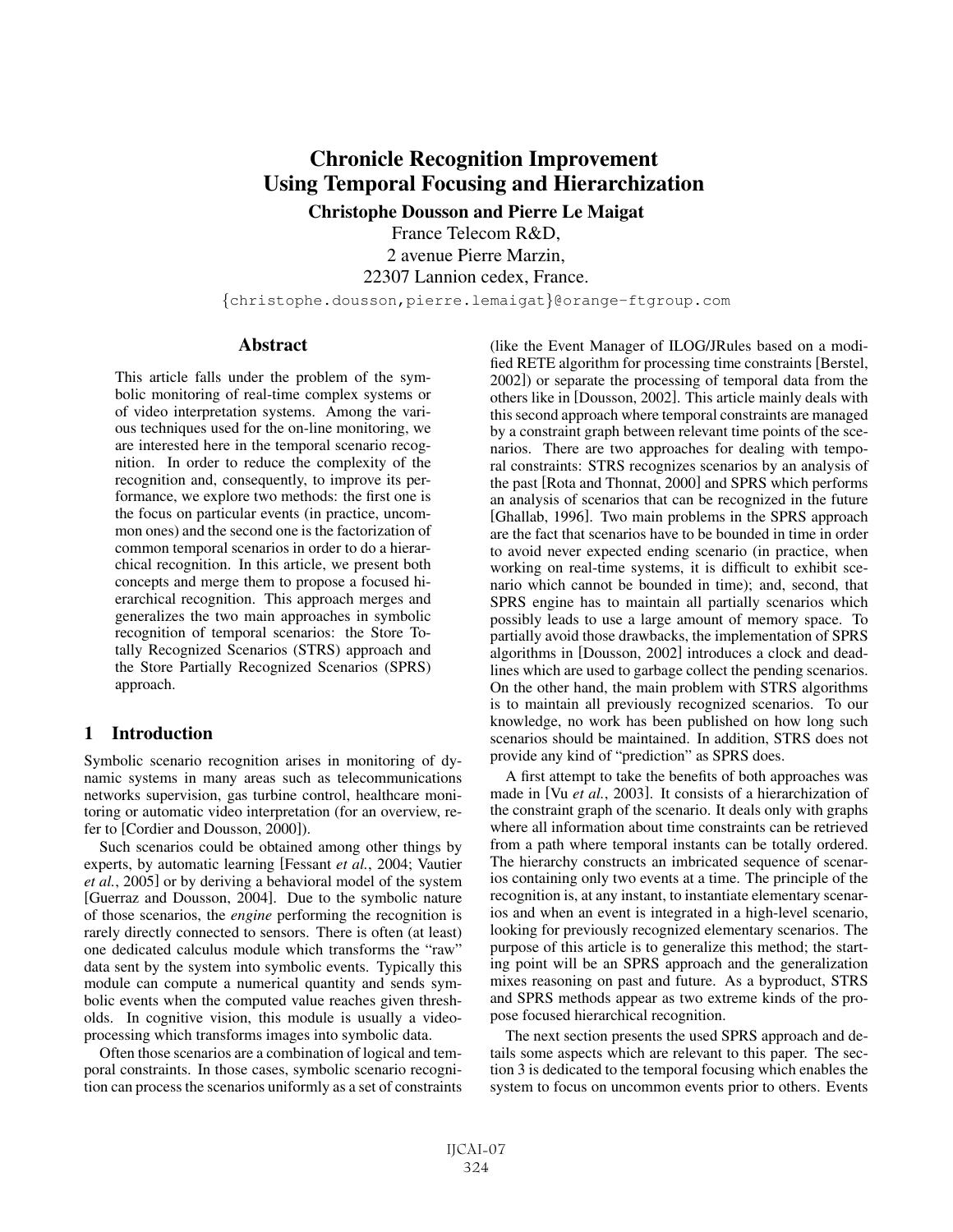# Chronicle Recognition Improvement Using Temporal Focusing and Hierarchization

**Christophe Dousson and Pierre Le Maigat**

France Telecom R&D,
2 avenue Pierre Marzin,
22307 Lannion cedex, France.

{christophe.dousson,pierre.lemaigat}@orange-ftgroup.com

## Abstract

This article falls under the problem of the symbolic monitoring of real-time complex systems or of video interpretation systems. Among the various techniques used for the on-line monitoring, we are interested here in the temporal scenario recognition. In order to reduce the complexity of the recognition and, consequently, to improve its performance, we explore two methods: the first one is the focus on particular events (in practice, uncommon ones) and the second one is the factorization of common temporal scenarios in order to do a hierarchical recognition. In this article, we present both concepts and merge them to propose a focused hierarchical recognition. This approach merges and generalizes the two main approaches in symbolic recognition of temporal scenarios: the Store Totally Recognized Scenarios (STRS) approach and the Store Partially Recognized Scenarios (SPRS) approach.

## 1 Introduction

Symbolic scenario recognition arises in monitoring of dynamic systems in many areas such as telecommunications networks supervision, gas turbine control, healthcare monitoring or automatic video interpretation (for an overview, refer to [Cordier and Dousson, 2000]).

Such scenarios could be obtained among other things by experts, by automatic learning [Fessant *et al.*, 2004; Vautier *et al.*, 2005] or by deriving a behavioral model of the system [Guerraz and Dousson, 2004]. Due to the symbolic nature of those scenarios, the *engine* performing the recognition is rarely directly connected to sensors. There is often (at least) one dedicated calculus module which transforms the "raw" data sent by the system into symbolic events. Typically this module can compute a numerical quantity and sends symbolic events when the computed value reaches given thresholds. In cognitive vision, this module is usually a video-processing which transforms images into symbolic data.

Often those scenarios are a combination of logical and temporal constraints. In those cases, symbolic scenario recognition can process the scenarios uniformly as a set of constraints (like the Event Manager of ILOG/JRules based on a modified RETE algorithm for processing time constraints [Berstel, 2002]) or separate the processing of temporal data from the others like in [Dousson, 2002]. This article mainly deals with this second approach where temporal constraints are managed by a constraint graph between relevant time points of the scenarios. There are two approaches for dealing with temporal constraints: STRS recognizes scenarios by an analysis of the past [Rota and Thonnat, 2000] and SPRS which performs an analysis of scenarios that can be recognized in the future [Ghallab, 1996]. Two main problems in the SPRS approach are the fact that scenarios have to be bounded in time in order to avoid never expected ending scenario (in practice, when working on real-time systems, it is difficult to exhibit scenario which cannot be bounded in time); and, second, that SPRS engine has to maintain all partially scenarios which possibly leads to use a large amount of memory space. To partially avoid those drawbacks, the implementation of SPRS algorithms in [Dousson, 2002] introduces a clock and deadlines which are used to garbage collect the pending scenarios. On the other hand, the main problem with STRS algorithms is to maintain all previously recognized scenarios. To our knowledge, no work has been published on how long such scenarios should be maintained. In addition, STRS does not provide any kind of "prediction" as SPRS does.

A first attempt to take the benefits of both approaches was made in [Vu *et al.*, 2003]. It consists of a hierarchization of the constraint graph of the scenario. It deals only with graphs where all information about time constraints can be retrieved from a path where temporal instants can be totally ordered. The hierarchy constructs an imbricated sequence of scenarios containing only two events at a time. The principle of the recognition is, at any instant, to instantiate elementary scenarios and when an event is integrated in a high-level scenario, looking for previously recognized elementary scenarios. The purpose of this article is to generalize this method; the starting point will be an SPRS approach and the generalization mixes reasoning on past and future. As a byproduct, STRS and SPRS methods appear as two extreme kinds of the propose focused hierarchical recognition.

The next section presents the used SPRS approach and details some aspects which are relevant to this paper. The section 3 is dedicated to the temporal focusing which enables the system to focus on uncommon events prior to others. Events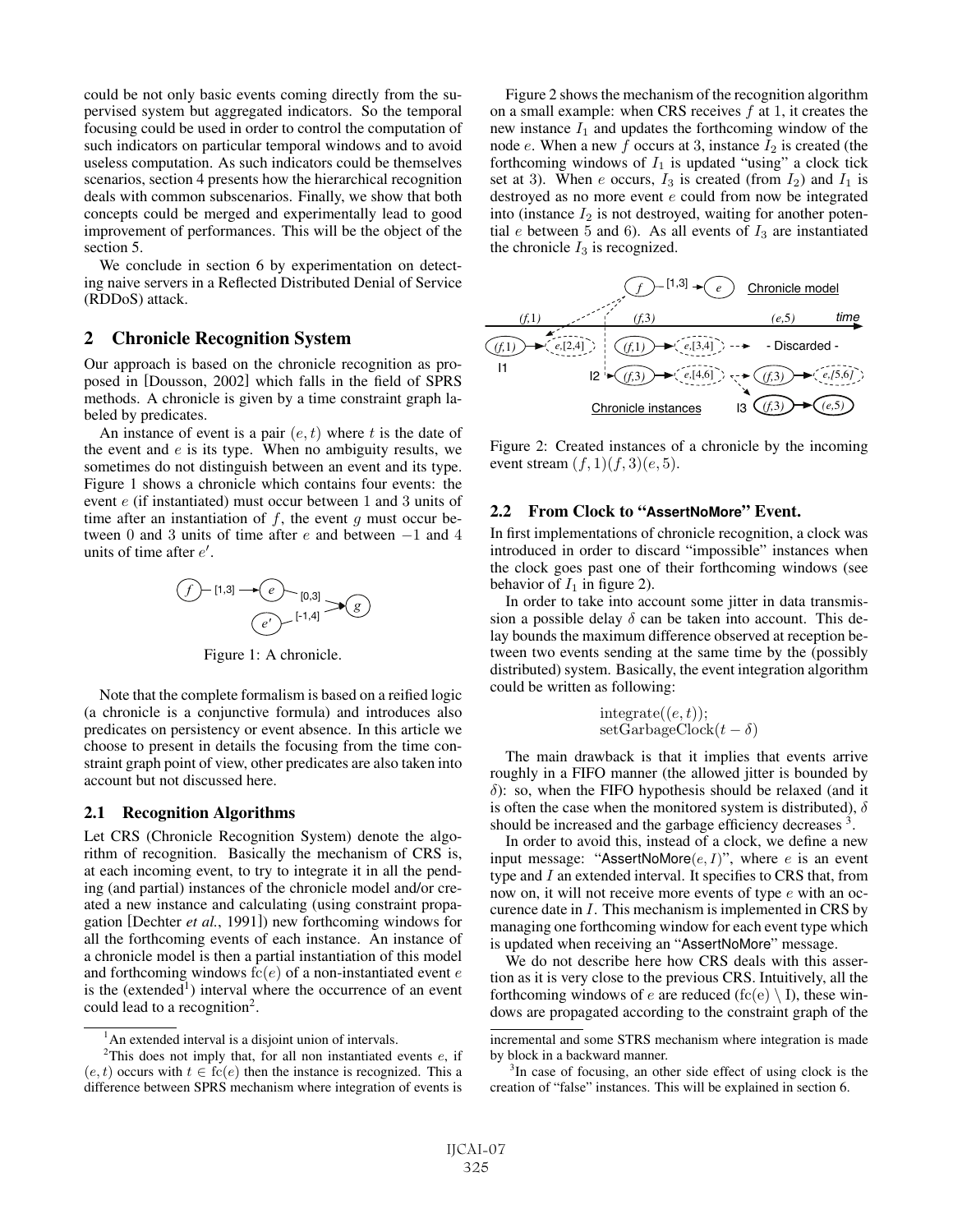could be not only basic events coming directly from the supervised system but aggregated indicators. So the temporal focusing could be used in order to control the computation of such indicators on particular temporal windows and to avoid useless computation. As such indicators could be themselves scenarios, section 4 presents how the hierarchical recognition deals with common subscenarios. Finally, we show that both concepts could be merged and experimentally lead to good improvement of performances. This will be the object of the section 5.

We conclude in section 6 by experimentation on detecting naive servers in a Reflected Distributed Denial of Service (RDDoS) attack.

## 2 Chronicle Recognition System

Our approach is based on the chronicle recognition as proposed in [Dousson, 2002] which falls in the field of SPRS methods. A chronicle is given by a time constraint graph labeled by predicates.

An instance of event is a pair $(e, t)$ where $t$ is the date of the event and $e$ is its type. When no ambiguity results, we sometimes do not distinguish between an event and its type. Figure 1 shows a chronicle which contains four events: the event $e$ (if instantiated) must occur between 1 and 3 units of time after an instantiation of $f$, the event $g$ must occur between 0 and 3 units of time after $e$ and between $-1$ and 4 units of time after $e'$.

Figure 1: A chronicle.

Note that the complete formalism is based on a reified logic (a chronicle is a conjunctive formula) and introduces also predicates on persistency or event absence. In this article we choose to present in details the focusing from the time constraint graph point of view, other predicates are also taken into account but not discussed here.

### 2.1 Recognition Algorithms

Let CRS (Chronicle Recognition System) denote the algorithm of recognition. Basically the mechanism of CRS is, at each incoming event, to try to integrate it in all the pending (and partial) instances of the chronicle model and/or created a new instance and calculating (using constraint propagation [Dechter *et al.*, 1991]) new forthcoming windows for all the forthcoming events of each instance. An instance of a chronicle model is then a partial instantiation of this model and forthcoming windows $\text{fc}(e)$ of a non-instantiated event $e$ is the (extended[1]) interval where the occurrence of an event could lead to a recognition[2].

Figure 2 shows the mechanism of the recognition algorithm on a small example: when CRS receives $f$ at 1, it creates the new instance $I_1$ and updates the forthcoming window of the node $e$. When a new $f$ occurs at 3, instance $I_2$ is created (the forthcoming windows of $I_1$ is updated "using" a clock tick set at 3). When $e$ occurs, $I_3$ is created (from $I_2$) and $I_1$ is destroyed as no more event $e$ could from now be integrated into (instance $I_2$ is not destroyed, waiting for another potential $e$ between 5 and 6). As all events of $I_3$ are instantiated the chronicle $I_3$ is recognized.

Figure 2: Created instances of a chronicle by the incoming event stream $(f, 1)(f, 3)(e, 5)$.

### 2.2 From Clock to "AssertNoMore" Event.

In first implementations of chronicle recognition, a clock was introduced in order to discard "impossible" instances when the clock goes past one of their forthcoming windows (see behavior of $I_1$ in figure 2).

In order to take into account some jitter in data transmission a possible delay $\delta$ can be taken into account. This delay bounds the maximum difference observed at reception between two events sending at the same time by the (possibly distributed) system. Basically, the event integration algorithm could be written as following:

$$\text{integrate}((e, t));$$
$$\text{setGarbageClock}(t - \delta)$$

The main drawback is that it implies that events arrive roughly in a FIFO manner (the allowed jitter is bounded by $\delta$): so, when the FIFO hypothesis should be relaxed (and it is often the case when the monitored system is distributed), $\delta$ should be increased and the garbage efficiency decreases[3].

In order to avoid this, instead of a clock, we define a new input message: "AssertNoMore$(e, I)$", where $e$ is an event type and $I$ an extended interval. It specifies to CRS that, from now on, it will not receive more events of type $e$ with an occurence date in $I$. This mechanism is implemented in CRS by managing one forthcoming window for each event type which is updated when receiving an "AssertNoMore" message.

We do not describe here how CRS deals with this assertion as it is very close to the previous CRS. Intuitively, all the forthcoming windows of $e$ are reduced $(\text{fc(e)} \setminus \text{I})$, these windows are propagated according to the constraint graph of the

---

[1] An extended interval is a disjoint union of intervals.

[2] This does not imply that, for all non instantiated events $e$, if $(e, t)$ occurs with $t \in \text{fc}(e)$ then the instance is recognized. This a difference between SPRS mechanism where integration of events is incremental and some STRS mechanism where integration is made by block in a backward manner.

[3] In case of focusing, an other side effect of using clock is the creation of "false" instances. This will be explained in section 6.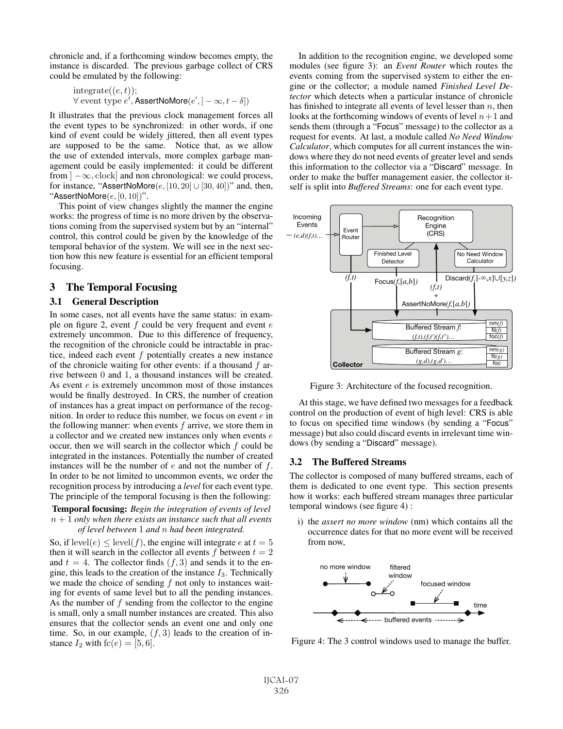chronicle and, if a forthcoming window becomes empty, the instance is discarded. The previous garbage collect of CRS could be emulated by the following:

$$\text{integrate}((e,t));$$
$$\forall \text{ event type } e', \textsf{AssertNoMore}(e', ]-\infty, t-\delta])$$

It illustrates that the previous clock management forces all the event types to be synchronized: in other words, if one kind of event could be widely jittered, then all event types are supposed to be the same. Notice that, as we allow the use of extended intervals, more complex garbage management could be easily implemented: it could be different from $]-\infty, \text{clock}]$ and non chronological: we could process, for instance, "AssertNoMore$(e, [10,20] \cup [30,40])$" and, then, "AssertNoMore$(e, [0,10])$".

This point of view changes slightly the manner the engine works: the progress of time is no more driven by the observations coming from the supervised system but by an "internal" control, this control could be given by the knowledge of the temporal behavior of the system. We will see in the next section how this new feature is essential for an efficient temporal focusing.

## 3 The Temporal Focusing

### 3.1 General Description

In some cases, not all events have the same status: in example on figure 2, event $f$ could be very frequent and event $e$ extremely uncommon. Due to this difference of frequency, the recognition of the chronicle could be intractable in practice, indeed each event $f$ potentially creates a new instance of the chronicle waiting for other events: if a thousand $f$ arrive between 0 and 1, a thousand instances will be created. As event $e$ is extremely uncommon most of those instances would be finally destroyed. In CRS, the number of creation of instances has a great impact on performance of the recognition. In order to reduce this number, we focus on event $e$ in the following manner: when events $f$ arrive, we store them in a collector and we created new instances only when events $e$ occur, then we will search in the collector which $f$ could be integrated in the instances. Potentially the number of created instances will be the number of $e$ and not the number of $f$. In order to be not limited to uncommon events, we order the recognition process by introducing a *level* for each event type. The principle of the temporal focusing is then the following:

**Temporal focusing:** *Begin the integration of events of level $n+1$ only when there exists an instance such that all events of level between* 1 *and* $n$ *had been integrated.*

So, if $\text{level}(e) \leq \text{level}(f)$, the engine will integrate $e$ at $t = 5$ then it will search in the collector all events $f$ between $t = 2$ and $t = 4$. The collector finds $(f, 3)$ and sends it to the engine, this leads to the creation of the instance $I_3$. Technically we made the choice of sending $f$ not only to instances waiting for events of same level but to all the pending instances. As the number of $f$ sending from the collector to the engine is small, only a small number instances are created. This also ensures that the collector sends an event one and only one time. So, in our example, $(f, 3)$ leads to the creation of instance $I_2$ with $\text{fc}(e) = [5, 6]$.

In addition to the recognition engine, we developed some modules (see figure 3): an *Event Router* which routes the events coming from the supervised system to either the engine or the collector; a module named *Finished Level Detector* which detects when a particular instance of chronicle has finished to integrate all events of level lesser than $n$, then looks at the forthcoming windows of events of level $n+1$ and sends them (through a "Focus" message) to the collector as a request for events. At last, a module called *No Need Window Calculator*, which computes for all current instances the windows where they do not need events of greater level and sends this information to the collector via a "Discard" message. In order to make the buffer management easier, the collector itself is split into *Buffered Streams*: one for each event type.

Figure 3: Architecture of the focused recognition.

At this stage, we have defined two messages for a feedback control on the production of event of high level: CRS is able to focus on specified time windows (by sending a "Focus" message) but also could discard events in irrelevant time windows (by sending a "Discard" message).

### 3.2 The Buffered Streams

The collector is composed of many buffered streams, each of them is dedicated to one event type. This section presents how it works: each buffered stream manages three particular temporal windows (see figure 4) :

i) the *assert no more window* (nm) which contains all the occurrence dates for that no more event will be received from now,

Figure 4: The 3 control windows used to manage the buffer.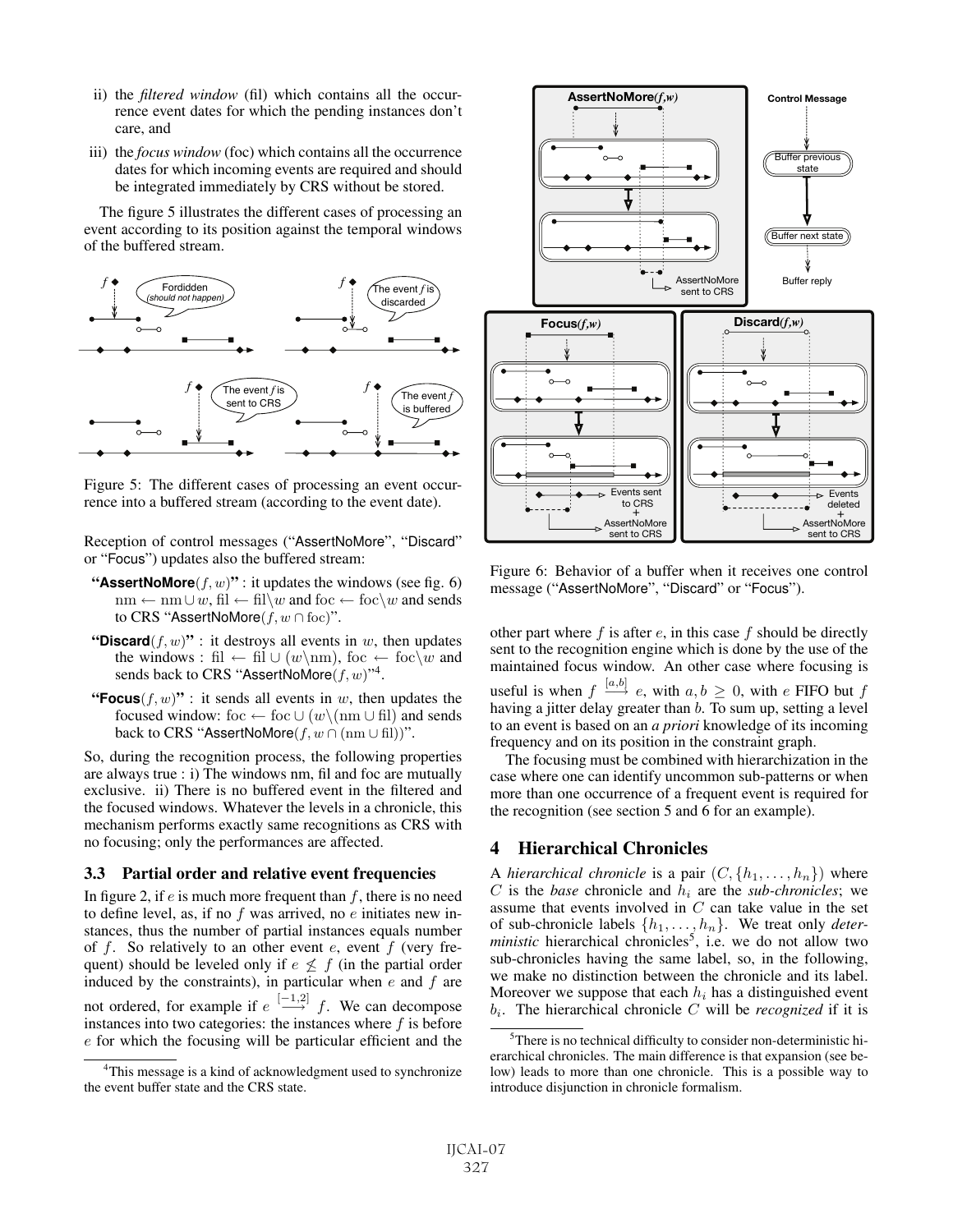ii) the *filtered window* (fil) which contains all the occurrence event dates for which the pending instances don't care, and

iii) the *focus window* (foc) which contains all the occurrence dates for which incoming events are required and should be integrated immediately by CRS without be stored.

The figure 5 illustrates the different cases of processing an event according to its position against the temporal windows of the buffered stream.

Figure 5: The different cases of processing an event occurrence into a buffered stream (according to the event date).

Reception of control messages ("AssertNoMore", "Discard" or "Focus") updates also the buffered stream:

- **"AssertNoMore$(f, w)$"** : it updates the windows (see fig. 6) $\mathrm{nm} \leftarrow \mathrm{nm} \cup w$, $\mathrm{fil} \leftarrow \mathrm{fil} \backslash w$ and $\mathrm{foc} \leftarrow \mathrm{foc} \backslash w$ and sends to CRS "AssertNoMore$(f, w \cap \mathrm{foc})$".
- **"Discard$(f, w)$"** : it destroys all events in $w$, then updates the windows : $\mathrm{fil} \leftarrow \mathrm{fil} \cup (w \backslash \mathrm{nm})$, $\mathrm{foc} \leftarrow \mathrm{foc} \backslash w$ and sends back to CRS "AssertNoMore$(f, w)$"[4].
- **"Focus$(f, w)$"** : it sends all events in $w$, then updates the focused window: $\mathrm{foc} \leftarrow \mathrm{foc} \cup (w \backslash (\mathrm{nm} \cup \mathrm{fil})$ and sends back to CRS "AssertNoMore$(f, w \cap (\mathrm{nm} \cup \mathrm{fil}))$".

So, during the recognition process, the following properties are always true : i) The windows nm, fil and foc are mutually exclusive. ii) There is no buffered event in the filtered and the focused windows. Whatever the levels in a chronicle, this mechanism performs exactly same recognitions as CRS with no focusing; only the performances are affected.

### 3.3 Partial order and relative event frequencies

In figure 2, if $e$ is much more frequent than $f$, there is no need to define level, as, if no $f$ was arrived, no $e$ initiates new instances, thus the number of partial instances equals number of $f$. So relatively to an other event $e$, event $f$ (very frequent) should be leveled only if $e \not\leq f$ (in the partial order induced by the constraints), in particular when $e$ and $f$ are not ordered, for example if $e \stackrel{[-1,2]}{\longrightarrow} f$. We can decompose instances into two categories: the instances where $f$ is before $e$ for which the focusing will be particular efficient and the other part where $f$ is after $e$, in this case $f$ should be directly sent to the recognition engine which is done by the use of the maintained focus window. An other case where focusing is useful is when $f \stackrel{[a,b]}{\longrightarrow} e$, with $a, b \geq 0$, with $e$ FIFO but $f$ having a jitter delay greater than $b$. To sum up, setting a level to an event is based on an *a priori* knowledge of its incoming frequency and on its position in the constraint graph.

The focusing must be combined with hierarchization in the case where one can identify uncommon sub-patterns or when more than one occurrence of a frequent event is required for the recognition (see section 5 and 6 for an example).

[4]This message is a kind of acknowledgment used to synchronize the event buffer state and the CRS state.

Figure 6: Behavior of a buffer when it receives one control message ("AssertNoMore", "Discard" or "Focus").

## 4 Hierarchical Chronicles

A *hierarchical chronicle* is a pair $(C, \{h_1, \ldots, h_n\})$ where $C$ is the *base* chronicle and $h_i$ are the *sub-chronicles*; we assume that events involved in $C$ can take value in the set of sub-chronicle labels $\{h_1, \ldots, h_n\}$. We treat only *deterministic* hierarchical chronicles[5], i.e. we do not allow two sub-chronicles having the same label, so, in the following, we make no distinction between the chronicle and its label. Moreover we suppose that each $h_i$ has a distinguished event $b_i$. The hierarchical chronicle $C$ will be *recognized* if it is

[5]There is no technical difficulty to consider non-deterministic hierarchical chronicles. The main difference is that expansion (see below) leads to more than one chronicle. This is a possible way to introduce disjunction in chronicle formalism.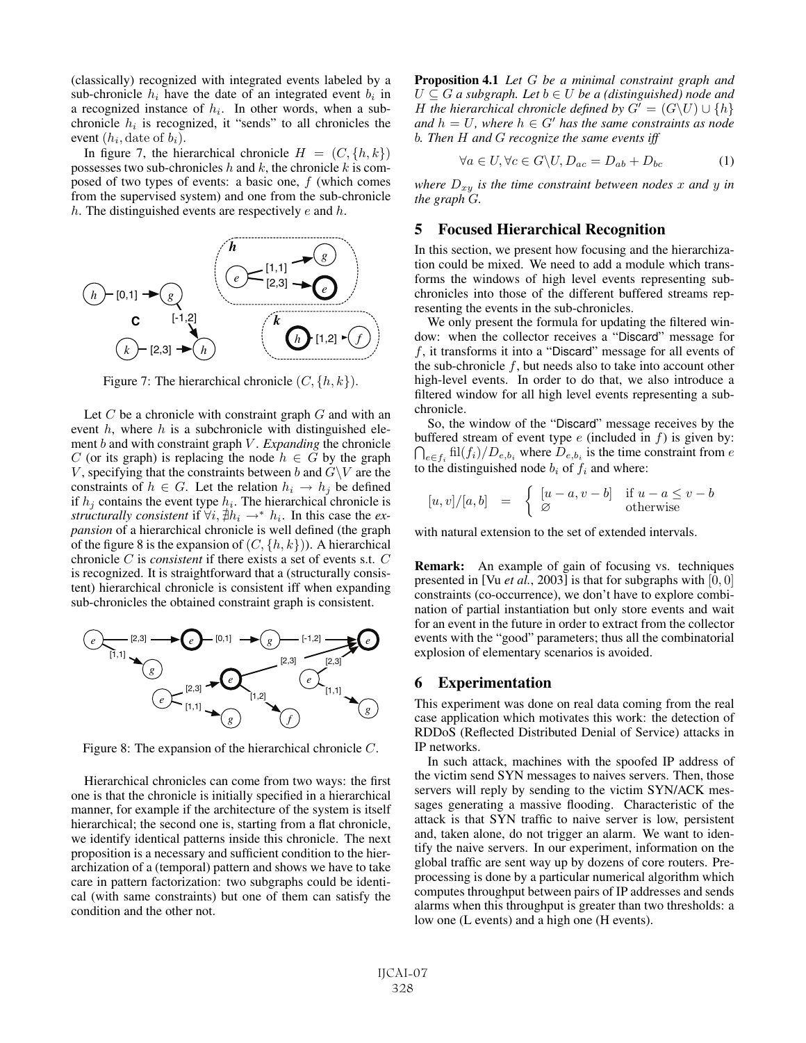(classically) recognized with integrated events labeled by a sub-chronicle $h_i$ have the date of an integrated event $b_i$ in a recognized instance of $h_i$. In other words, when a sub-chronicle $h_i$ is recognized, it "sends" to all chronicles the event $(h_i, \text{date of } b_i)$.

In figure 7, the hierarchical chronicle $H = (C, \{h, k\})$ possesses two sub-chronicles $h$ and $k$, the chronicle $k$ is composed of two types of events: a basic one, $f$ (which comes from the supervised system) and one from the sub-chronicle $h$. The distinguished events are respectively $e$ and $h$.

Figure 7: The hierarchical chronicle $(C, \{h, k\})$.

Let $C$ be a chronicle with constraint graph $G$ and with an event $h$, where $h$ is a subchronicle with distinguished element $b$ and with constraint graph $V$. *Expanding* the chronicle $C$ (or its graph) is replacing the node $h \in G$ by the graph $V$, specifying that the constraints between $b$ and $G \backslash V$ are the constraints of $h \in G$. Let the relation $h_i \rightarrow h_j$ be defined if $h_j$ contains the event type $h_i$. The hierarchical chronicle is *structurally consistent* if $\forall i, \nexists h_i \rightarrow^* h_i$. In this case the *expansion* of a hierarchical chronicle is well defined (the graph of the figure 8 is the expansion of $(C, \{h, k\})$). A hierarchical chronicle $C$ is *consistent* if there exists a set of events s.t. $C$ is recognized. It is straightforward that a (structurally consistent) hierarchical chronicle is consistent iff when expanding sub-chronicles the obtained constraint graph is consistent.

Figure 8: The expansion of the hierarchical chronicle $C$.

Hierarchical chronicles can come from two ways: the first one is that the chronicle is initially specified in a hierarchical manner, for example if the architecture of the system is itself hierarchical; the second one is, starting from a flat chronicle, we identify identical patterns inside this chronicle. The next proposition is a necessary and sufficient condition to the hierarchization of a (temporal) pattern and shows we have to take care in pattern factorization: two subgraphs could be identical (with same constraints) but one of them can satisfy the condition and the other not.

**Proposition 4.1** *Let $G$ be a minimal constraint graph and $U \subseteq G$ a subgraph. Let $b \in U$ be a (distinguished) node and $H$ the hierarchical chronicle defined by $G' = (G \backslash U) \cup \{h\}$ and $h = U$, where $h \in G'$ has the same constraints as node $b$. Then $H$ and $G$ recognize the same events iff*

$$\forall a \in U, \forall c \in G \backslash U, D_{ac} = D_{ab} + D_{bc} \tag{1}$$

*where $D_{xy}$ is the time constraint between nodes $x$ and $y$ in the graph $G$.*

## 5 Focused Hierarchical Recognition

In this section, we present how focusing and the hierarchization could be mixed. We need to add a module which transforms the windows of high level events representing sub-chronicles into those of the different buffered streams representing the events in the sub-chronicles.

We only present the formula for updating the filtered window: when the collector receives a "Discard" message for $f$, it transforms it into a "Discard" message for all events of the sub-chronicle $f$, but needs also to take into account other high-level events. In order to do that, we also introduce a filtered window for all high level events representing a sub-chronicle.

So, the window of the "Discard" message receives by the buffered stream of event type $e$ (included in $f$) is given by: $\bigcap_{e \in f_i} \text{fil}(f_i)/D_{e,b_i}$ where $D_{e,b_i}$ is the time constraint from $e$ to the distinguished node $b_i$ of $f_i$ and where:

$$[u, v]/[a, b] \quad = \quad \begin{cases} [u - a, v - b] & \text{if } u - a \leq v - b \\ \varnothing & \text{otherwise} \end{cases}$$

with natural extension to the set of extended intervals.

**Remark:** An example of gain of focusing vs. techniques presented in [Vu *et al.*, 2003] is that for subgraphs with $[0, 0]$ constraints (co-occurrence), we don't have to explore combination of partial instantiation but only store events and wait for an event in the future in order to extract from the collector events with the "good" parameters; thus all the combinatorial explosion of elementary scenarios is avoided.

## 6 Experimentation

This experiment was done on real data coming from the real case application which motivates this work: the detection of RDDoS (Reflected Distributed Denial of Service) attacks in IP networks.

In such attack, machines with the spoofed IP address of the victim send SYN messages to naives servers. Then, those servers will reply by sending to the victim SYN/ACK messages generating a massive flooding. Characteristic of the attack is that SYN traffic to naive server is low, persistent and, taken alone, do not trigger an alarm. We want to identify the naive servers. In our experiment, information on the global traffic are sent way up by dozens of core routers. Preprocessing is done by a particular numerical algorithm which computes throughput between pairs of IP addresses and sends alarms when this throughput is greater than two thresholds: a low one (L events) and a high one (H events).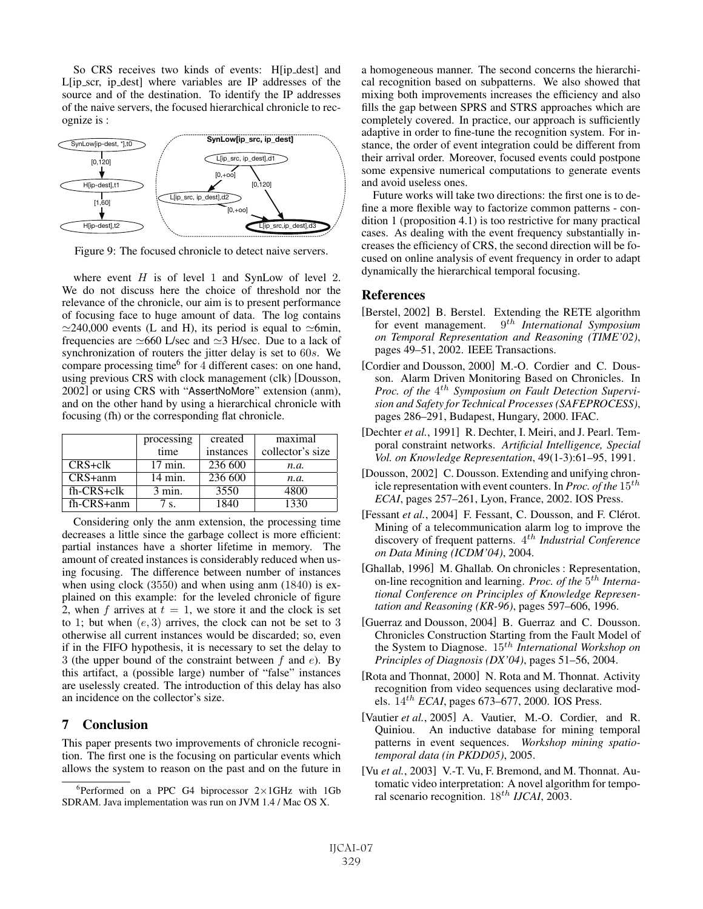So CRS receives two kinds of events: H[ip_dest] and L[ip_scr, ip_dest] where variables are IP addresses of the source and of the destination. To identify the IP addresses of the naive servers, the focused hierarchical chronicle to recognize is :

SynLow[ip-dest, *],t0
[0,120]
H[ip-dest],t1
[1,60]
H[ip-dest],t2

SynLow[ip_src, ip_dest]
L[ip_src, ip_dest],d1
[0,+oo]
[0,120]
L[ip_src, ip_dest],d2
[0,+oo]
L[ip_src,ip_dest],d3

Figure 9: The focused chronicle to detect naive servers.

where event $H$ is of level 1 and SynLow of level 2. We do not discuss here the choice of threshold nor the relevance of the chronicle, our aim is to present performance of focusing face to huge amount of data. The log contains $\simeq$240,000 events (L and H), its period is equal to $\simeq$6min, frequencies are $\simeq$660 L/sec and $\simeq$3 H/sec. Due to a lack of synchronization of routers the jitter delay is set to $60s$. We compare processing time[6] for 4 different cases: on one hand, using previous CRS with clock management (clk) [Dousson, 2002] or using CRS with "AssertNoMore" extension (anm), and on the other hand by using a hierarchical chronicle with focusing (fh) or the corresponding flat chronicle.

| | processing time | created instances | maximal collector's size |
|---|---|---|---|
| CRS+clk | 17 min. | 236 600 | *n.a.* |
| CRS+anm | 14 min. | 236 600 | *n.a.* |
| fh-CRS+clk | 3 min. | 3550 | 4800 |
| fh-CRS+anm | 7 s. | 1840 | 1330 |

Considering only the anm extension, the processing time decreases a little since the garbage collect is more efficient: partial instances have a shorter lifetime in memory. The amount of created instances is considerably reduced when using focusing. The difference between number of instances when using clock (3550) and when using anm (1840) is explained on this example: for the leveled chronicle of figure 2, when $f$ arrives at $t = 1$, we store it and the clock is set to 1; but when $(e, 3)$ arrives, the clock can not be set to 3 otherwise all current instances would be discarded; so, even if in the FIFO hypothesis, it is necessary to set the delay to 3 (the upper bound of the constraint between $f$ and $e$). By this artifact, a (possible large) number of "false" instances are uselessly created. The introduction of this delay has also an incidence on the collector's size.

## 7 Conclusion

This paper presents two improvements of chronicle recognition. The first one is the focusing on particular events which allows the system to reason on the past and on the future in a homogeneous manner. The second concerns the hierarchical recognition based on subpatterns. We also showed that mixing both improvements increases the efficiency and also fills the gap between SPRS and STRS approaches which are completely covered. In practice, our approach is sufficiently adaptive in order to fine-tune the recognition system. For instance, the order of event integration could be different from their arrival order. Moreover, focused events could postpone some expensive numerical computations to generate events and avoid useless ones.

Future works will take two directions: the first one is to define a more flexible way to factorize common patterns - condition 1 (proposition 4.1) is too restrictive for many practical cases. As dealing with the event frequency substantially increases the efficiency of CRS, the second direction will be focused on online analysis of event frequency in order to adapt dynamically the hierarchical temporal focusing.

[6] Performed on a PPC G4 biprocessor 2×1GHz with 1Gb SDRAM. Java implementation was run on JVM 1.4 / Mac OS X.

## References

[Berstel, 2002] B. Berstel. Extending the RETE algorithm for event management. $9^{th}$ *International Symposium on Temporal Representation and Reasoning (TIME'02)*, pages 49–51, 2002. IEEE Transactions.

[Cordier and Dousson, 2000] M.-O. Cordier and C. Dousson. Alarm Driven Monitoring Based on Chronicles. In *Proc. of the* $4^{th}$ *Symposium on Fault Detection Supervision and Safety for Technical Processes (SAFEPROCESS)*, pages 286–291, Budapest, Hungary, 2000. IFAC.

[Dechter *et al.*, 1991] R. Dechter, I. Meiri, and J. Pearl. Temporal constraint networks. *Artificial Intelligence, Special Vol. on Knowledge Representation*, 49(1-3):61–95, 1991.

[Dousson, 2002] C. Dousson. Extending and unifying chronicle representation with event counters. In *Proc. of the* $15^{th}$ *ECAI*, pages 257–261, Lyon, France, 2002. IOS Press.

[Fessant *et al.*, 2004] F. Fessant, C. Dousson, and F. Clérot. Mining of a telecommunication alarm log to improve the discovery of frequent patterns. $4^{th}$ *Industrial Conference on Data Mining (ICDM'04)*, 2004.

[Ghallab, 1996] M. Ghallab. On chronicles : Representation, on-line recognition and learning. *Proc. of the* $5^{th}$ *International Conference on Principles of Knowledge Representation and Reasoning (KR-96)*, pages 597–606, 1996.

[Guerraz and Dousson, 2004] B. Guerraz and C. Dousson. Chronicles Construction Starting from the Fault Model of the System to Diagnose. $15^{th}$ *International Workshop on Principles of Diagnosis (DX'04)*, pages 51–56, 2004.

[Rota and Thonnat, 2000] N. Rota and M. Thonnat. Activity recognition from video sequences using declarative models. $14^{th}$ *ECAI*, pages 673–677, 2000. IOS Press.

[Vautier *et al.*, 2005] A. Vautier, M.-O. Cordier, and R. Quiniou. An inductive database for mining temporal patterns in event sequences. *Workshop mining spatio-temporal data (in PKDD05)*, 2005.

[Vu *et al.*, 2003] V.-T. Vu, F. Bremond, and M. Thonnat. Automatic video interpretation: A novel algorithm for temporal scenario recognition. $18^{th}$ *IJCAI*, 2003.